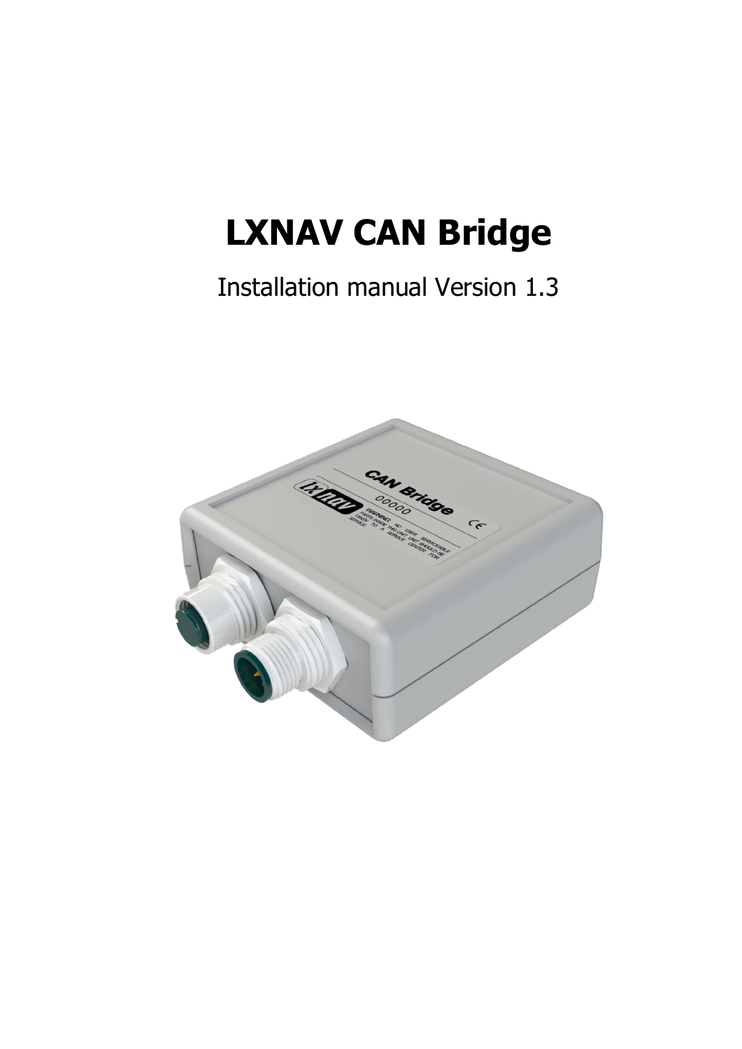# LXNAV CAN Bridge

Installation manual Version 1.3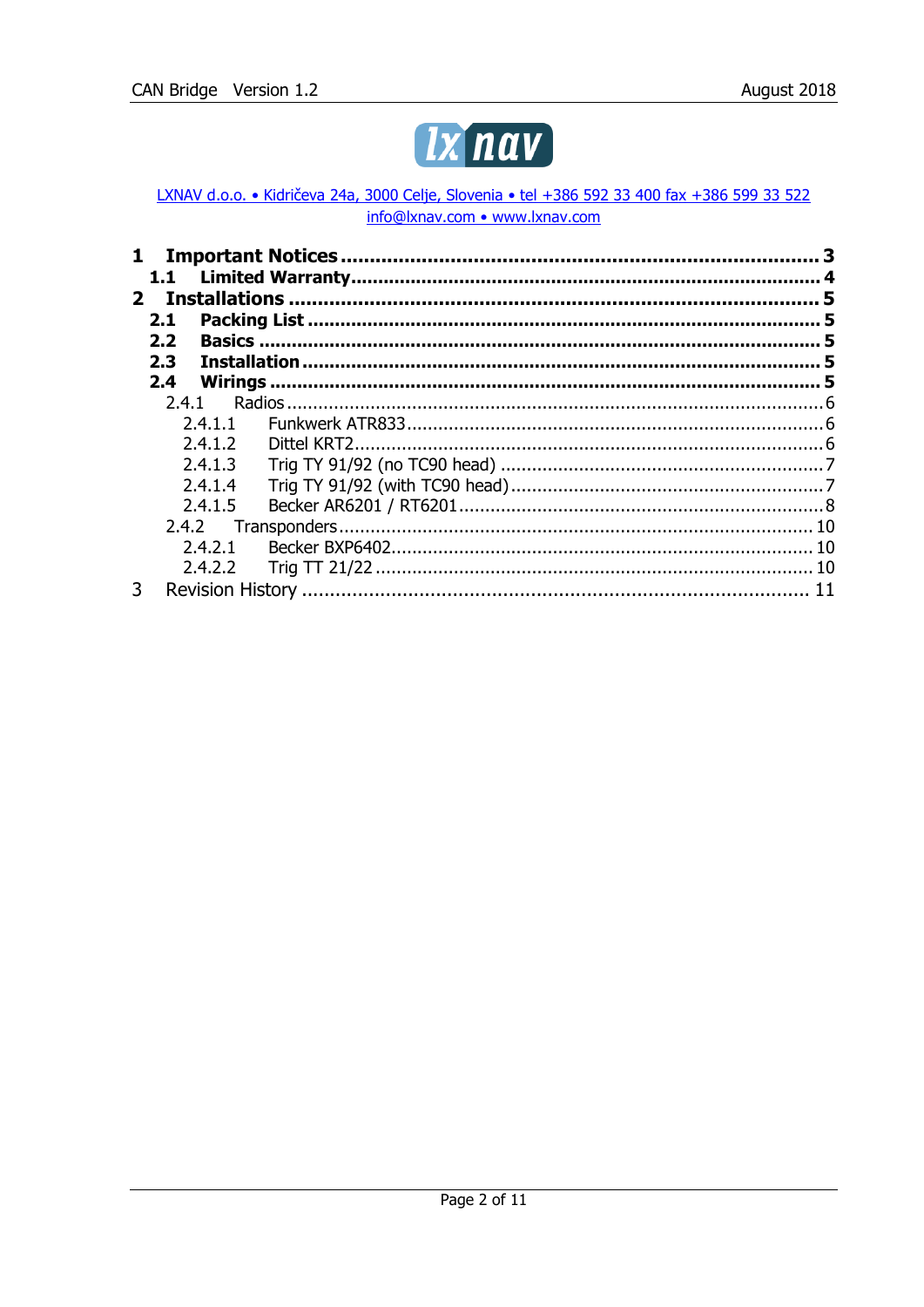LXNAV d.o.o. • Kidričeva 24a, 3000 Celje, Slovenia • tel +386 592 33 400 fax +386 599 33 522
info@lxnav.com • www.lxnav.com

**1 Important Notices** ....................................................................... **3**
&nbsp;&nbsp;**1.1 Limited Warranty** ....................................................................... **4**
**2 Installations** ....................................................................... **5**
&nbsp;&nbsp;**2.1 Packing List** ....................................................................... **5**
&nbsp;&nbsp;**2.2 Basics** ....................................................................... **5**
&nbsp;&nbsp;**2.3 Installation** ....................................................................... **5**
&nbsp;&nbsp;**2.4 Wirings** ....................................................................... **5**
&nbsp;&nbsp;&nbsp;&nbsp;2.4.1 Radios ....................................................................... 6
&nbsp;&nbsp;&nbsp;&nbsp;&nbsp;&nbsp;2.4.1.1 Funkwerk ATR833 ....................................................................... 6
&nbsp;&nbsp;&nbsp;&nbsp;&nbsp;&nbsp;2.4.1.2 Dittel KRT2 ....................................................................... 6
&nbsp;&nbsp;&nbsp;&nbsp;&nbsp;&nbsp;2.4.1.3 Trig TY 91/92 (no TC90 head) ....................................................................... 7
&nbsp;&nbsp;&nbsp;&nbsp;&nbsp;&nbsp;2.4.1.4 Trig TY 91/92 (with TC90 head) ....................................................................... 7
&nbsp;&nbsp;&nbsp;&nbsp;&nbsp;&nbsp;2.4.1.5 Becker AR6201 / RT6201 ....................................................................... 8
&nbsp;&nbsp;&nbsp;&nbsp;2.4.2 Transponders ....................................................................... 10
&nbsp;&nbsp;&nbsp;&nbsp;&nbsp;&nbsp;2.4.2.1 Becker BXP6402 ....................................................................... 10
&nbsp;&nbsp;&nbsp;&nbsp;&nbsp;&nbsp;2.4.2.2 Trig TT 21/22 ....................................................................... 10
3 Revision History ....................................................................... 11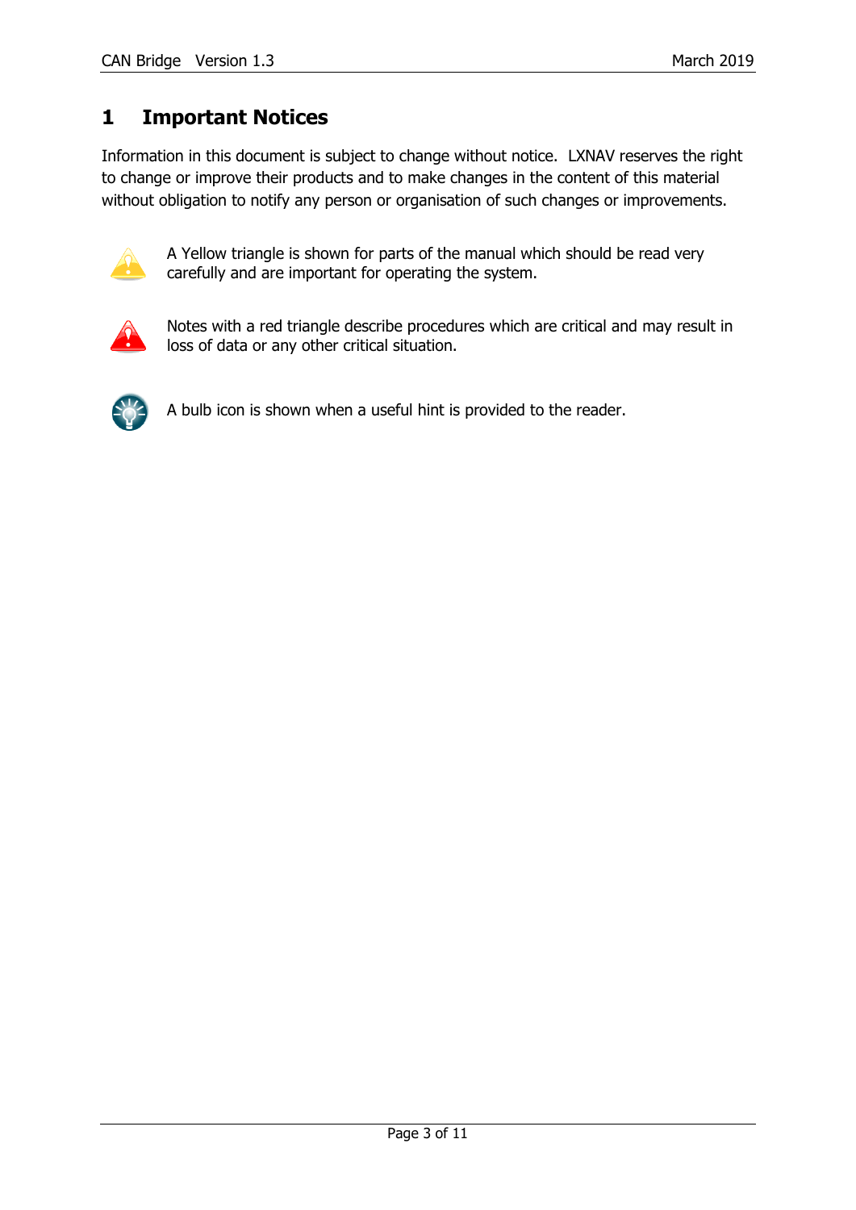# 1 Important Notices

Information in this document is subject to change without notice. LXNAV reserves the right to change or improve their products and to make changes in the content of this material without obligation to notify any person or organisation of such changes or improvements.

A Yellow triangle is shown for parts of the manual which should be read very carefully and are important for operating the system.

Notes with a red triangle describe procedures which are critical and may result in loss of data or any other critical situation.

A bulb icon is shown when a useful hint is provided to the reader.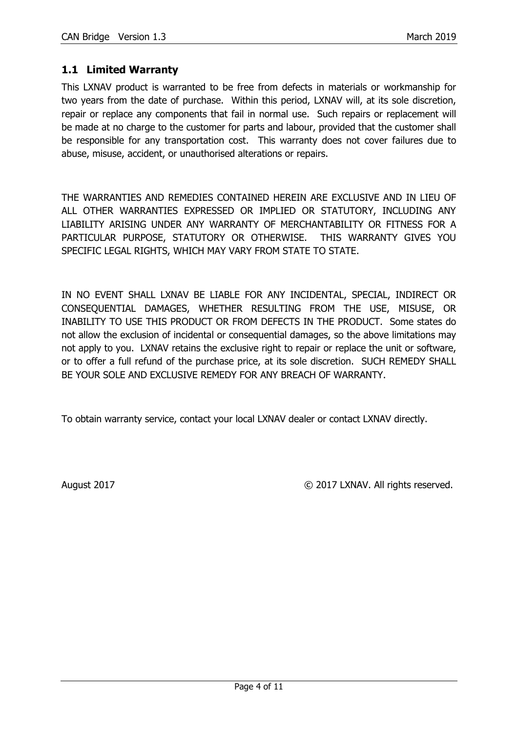## 1.1 Limited Warranty

This LXNAV product is warranted to be free from defects in materials or workmanship for two years from the date of purchase. Within this period, LXNAV will, at its sole discretion, repair or replace any components that fail in normal use. Such repairs or replacement will be made at no charge to the customer for parts and labour, provided that the customer shall be responsible for any transportation cost. This warranty does not cover failures due to abuse, misuse, accident, or unauthorised alterations or repairs.

THE WARRANTIES AND REMEDIES CONTAINED HEREIN ARE EXCLUSIVE AND IN LIEU OF ALL OTHER WARRANTIES EXPRESSED OR IMPLIED OR STATUTORY, INCLUDING ANY LIABILITY ARISING UNDER ANY WARRANTY OF MERCHANTABILITY OR FITNESS FOR A PARTICULAR PURPOSE, STATUTORY OR OTHERWISE. THIS WARRANTY GIVES YOU SPECIFIC LEGAL RIGHTS, WHICH MAY VARY FROM STATE TO STATE.

IN NO EVENT SHALL LXNAV BE LIABLE FOR ANY INCIDENTAL, SPECIAL, INDIRECT OR CONSEQUENTIAL DAMAGES, WHETHER RESULTING FROM THE USE, MISUSE, OR INABILITY TO USE THIS PRODUCT OR FROM DEFECTS IN THE PRODUCT. Some states do not allow the exclusion of incidental or consequential damages, so the above limitations may not apply to you. LXNAV retains the exclusive right to repair or replace the unit or software, or to offer a full refund of the purchase price, at its sole discretion. SUCH REMEDY SHALL BE YOUR SOLE AND EXCLUSIVE REMEDY FOR ANY BREACH OF WARRANTY.

To obtain warranty service, contact your local LXNAV dealer or contact LXNAV directly.

August 2017 © 2017 LXNAV. All rights reserved.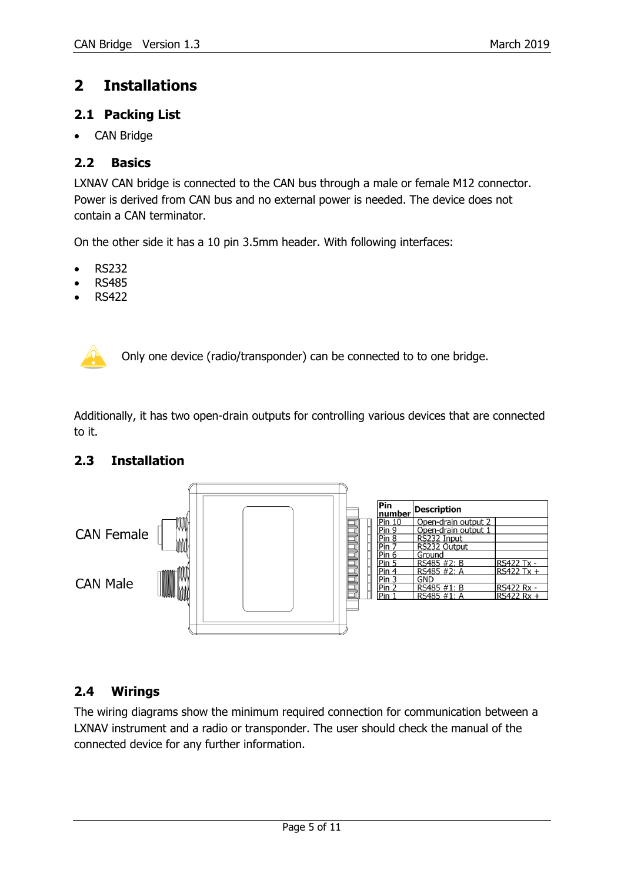# 2 Installations

## 2.1 Packing List

- CAN Bridge

## 2.2 Basics

LXNAV CAN bridge is connected to the CAN bus through a male or female M12 connector. Power is derived from CAN bus and no external power is needed. The device does not contain a CAN terminator.

On the other side it has a 10 pin 3.5mm header. With following interfaces:

- RS232
- RS485
- RS422

Only one device (radio/transponder) can be connected to to one bridge.

Additionally, it has two open-drain outputs for controlling various devices that are connected to it.

## 2.3 Installation

CAN Female

CAN Male

| Pin number | Description | |
|---|---|---|
| Pin 10 | Open-drain output 2 | |
| Pin 9 | Open-drain output 1 | |
| Pin 8 | RS232 Input | |
| Pin 7 | RS232 Output | |
| Pin 6 | Ground | |
| Pin 5 | RS485 #2: B | RS422 Tx - |
| Pin 4 | RS485 #2: A | RS422 Tx + |
| Pin 3 | GND | |
| Pin 2 | RS485 #1: B | RS422 Rx - |
| Pin 1 | RS485 #1: A | RS422 Rx + |

## 2.4 Wirings

The wiring diagrams show the minimum required connection for communication between a LXNAV instrument and a radio or transponder. The user should check the manual of the connected device for any further information.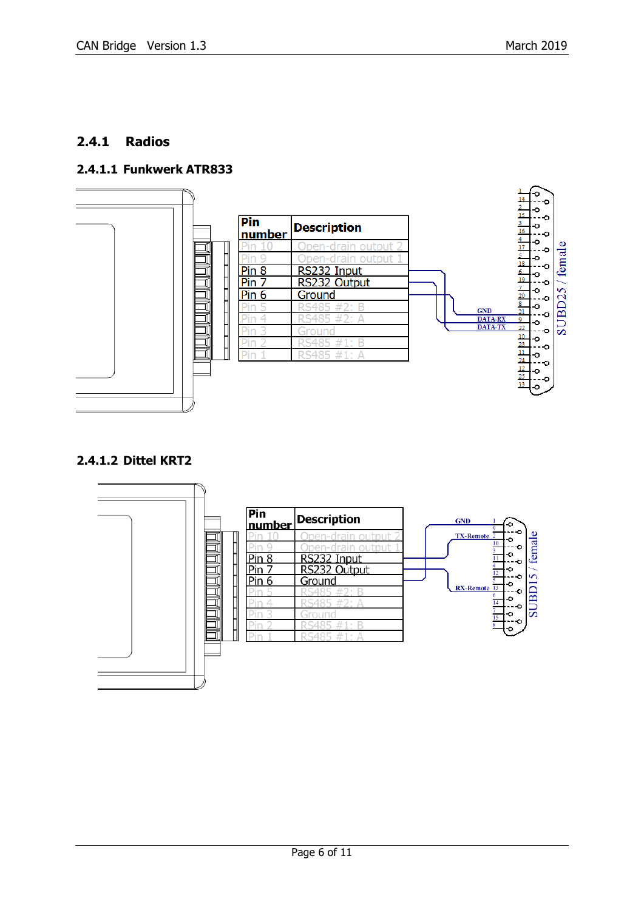### 2.4.1 Radios

#### 2.4.1.1 Funkwerk ATR833

| Pin number | Description |
|---|---|
| Pin 10 | Open-drain output 2 |
| Pin 9 | Open-drain output 1 |
| Pin 8 | RS232 Input |
| Pin 7 | RS232 Output |
| Pin 6 | Ground |
| Pin 5 | RS485 #2: B |
| Pin 4 | RS485 #2: A |
| Pin 3 | Ground |
| Pin 2 | RS485 #1: B |
| Pin 1 | RS485 #1: A |

GND 21
DATA-RX 9
DATA-TX 22

SUBD25 / female

#### 2.4.1.2 Dittel KRT2

| Pin number | Description |
|---|---|
| Pin 10 | Open-drain output 2 |
| Pin 9 | Open-drain output 1 |
| Pin 8 | RS232 Input |
| Pin 7 | RS232 Output |
| Pin 6 | Ground |
| Pin 5 | RS485 #2: B |
| Pin 4 | RS485 #2: A |
| Pin 3 | Ground |
| Pin 2 | RS485 #1: B |
| Pin 1 | RS485 #1: A |

GND 1
TX-Remote 2
RX-Remote 13

SUBD15 / female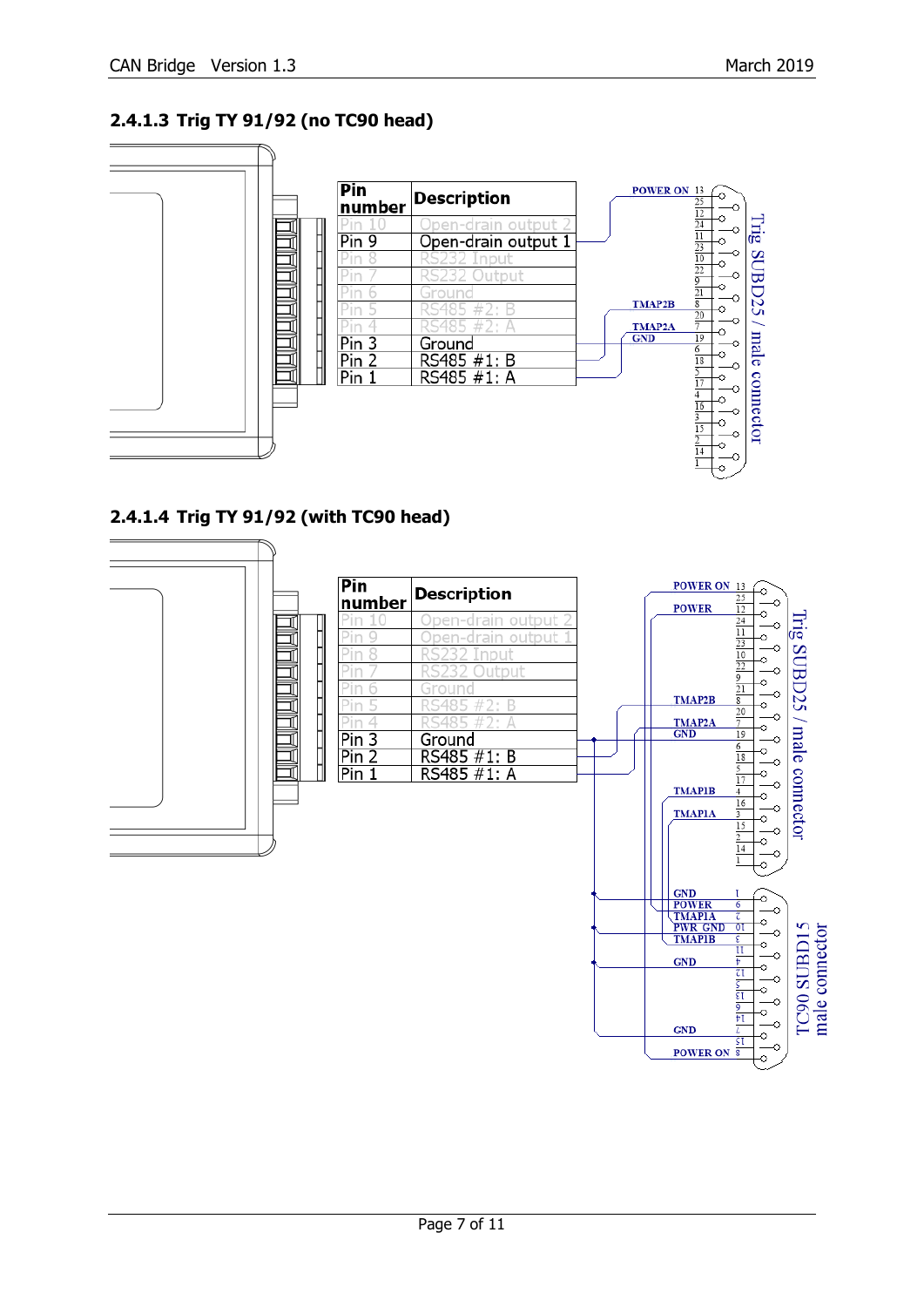### 2.4.1.3 Trig TY 91/92 (no TC90 head)

| Pin number | Description |
|---|---|
| Pin 10 | Open-drain output 2 |
| Pin 9 | Open-drain output 1 |
| Pin 8 | RS232 Input |
| Pin 7 | RS232 Output |
| Pin 6 | Ground |
| Pin 5 | RS485 #2: B |
| Pin 4 | RS485 #2: A |
| Pin 3 | Ground |
| Pin 2 | RS485 #1: B |
| Pin 1 | RS485 #1: A |

Trig SUBD25 / male connector

POWER ON 13, TMAP2B 8, TMAP2A 7, GND 19

### 2.4.1.4 Trig TY 91/92 (with TC90 head)

| Pin number | Description |
|---|---|
| Pin 10 | Open-drain output 2 |
| Pin 9 | Open-drain output 1 |
| Pin 8 | RS232 Input |
| Pin 7 | RS232 Output |
| Pin 6 | Ground |
| Pin 5 | RS485 #2: B |
| Pin 4 | RS485 #2: A |
| Pin 3 | Ground |
| Pin 2 | RS485 #1: B |
| Pin 1 | RS485 #1: A |

Trig SUBD25 / male connector

POWER ON 13, POWER 12, TMAP2B 8, TMAP2A 7, GND 19, TMAP1B 4, TMAP1A 3

TC90 SUBD15 male connector

GND 1, POWER 9, TMAP1A 2, PWR GND 10, TMAP1B 3, GND 4, GND 7, POWER ON 8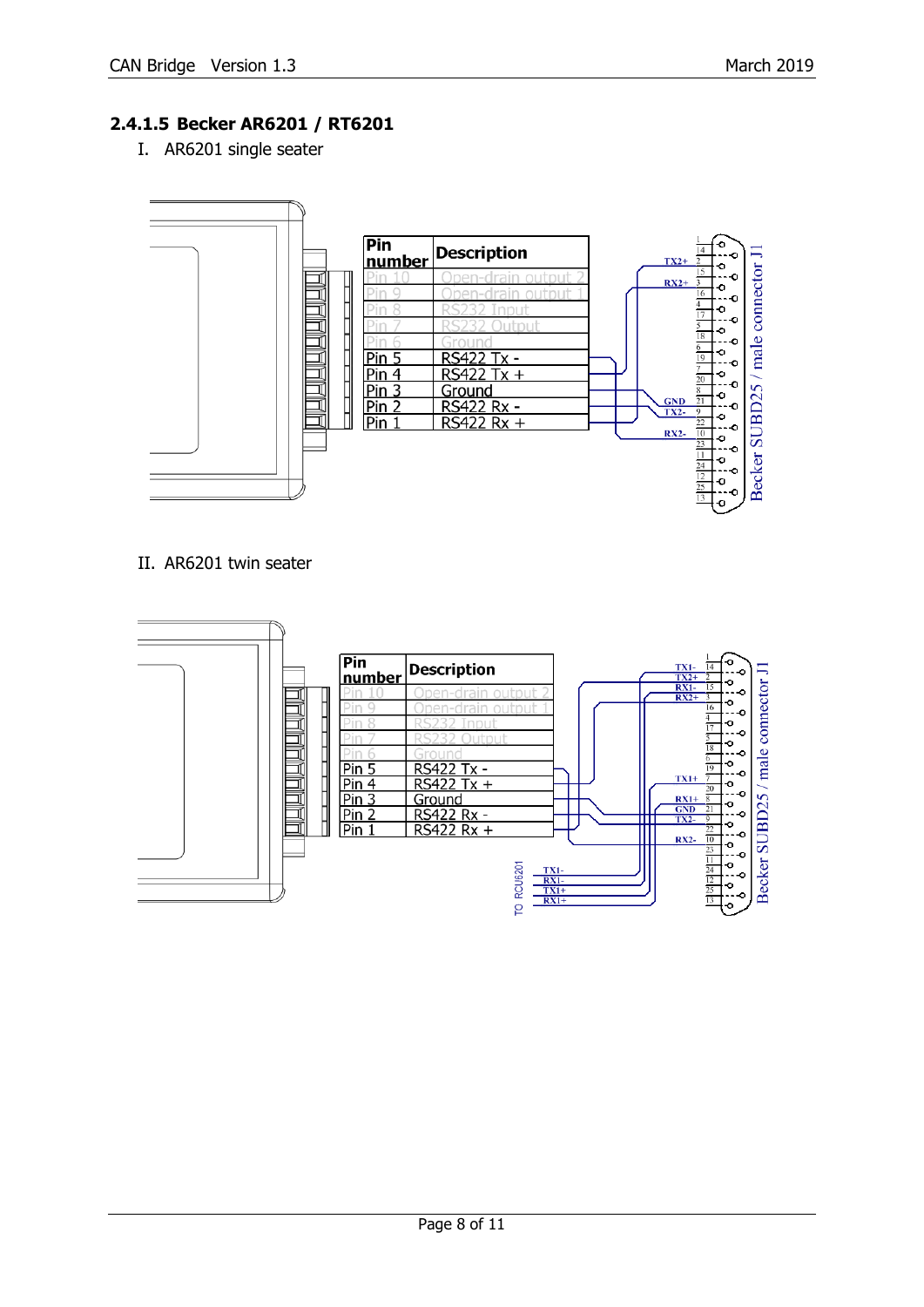### 2.4.1.5 Becker AR6201 / RT6201

I. AR6201 single seater

| Pin number | Description |
| --- | --- |
| Pin 10 | Open-drain output 2 |
| Pin 9 | Open-drain output 1 |
| Pin 8 | RS232 Input |
| Pin 7 | RS232 Output |
| Pin 6 | Ground |
| Pin 5 | RS422 Tx - |
| Pin 4 | RS422 Tx + |
| Pin 3 | Ground |
| Pin 2 | RS422 Rx - |
| Pin 1 | RS422 Rx + |

Becker SUBD25 / male connector J1: TX2+ (2), RX2+ (3), GND (21), TX2- (9), RX2- (10)

II. AR6201 twin seater

| Pin number | Description |
| --- | --- |
| Pin 10 | Open-drain output 2 |
| Pin 9 | Open-drain output 1 |
| Pin 8 | RS232 Input |
| Pin 7 | RS232 Output |
| Pin 6 | Ground |
| Pin 5 | RS422 Tx - |
| Pin 4 | RS422 Tx + |
| Pin 3 | Ground |
| Pin 2 | RS422 Rx - |
| Pin 1 | RS422 Rx + |

Becker SUBD25 / male connector J1: TX1- (14), TX2+ (2), RX1- (15), RX2+ (3), TX1+ (7), RX1+ (8), GND (21), TX2- (9), RX2- (10)

TO RCU6201: TX1-, RX1-, TX1+, RX1+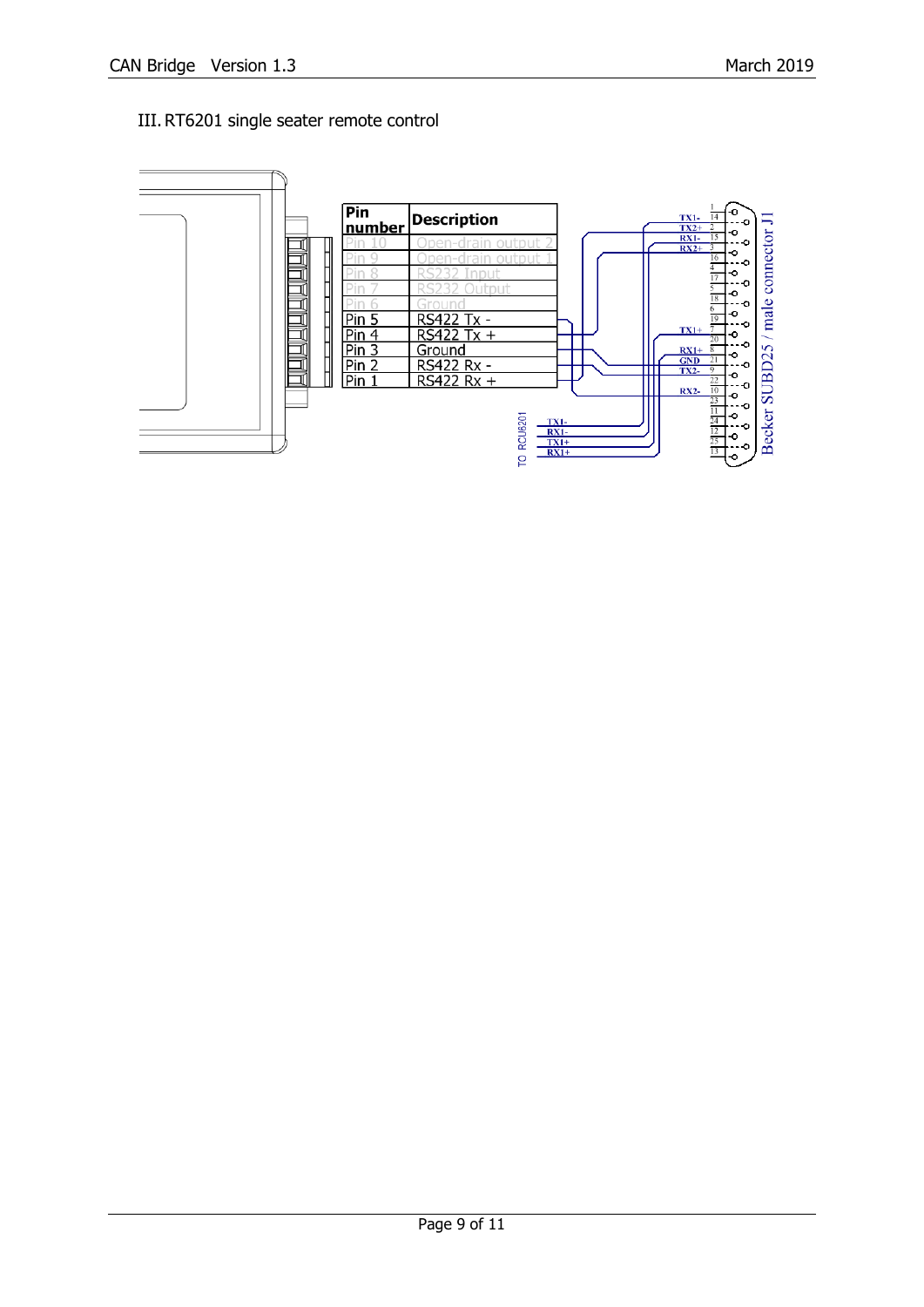## III. RT6201 single seater remote control

| Pin number | Description |
|---|---|
| Pin 10 | Open-drain output 2 |
| Pin 9 | Open-drain output 1 |
| Pin 8 | RS232 Input |
| Pin 7 | RS232 Output |
| Pin 6 | Ground |
| Pin 5 | RS422 Tx - |
| Pin 4 | RS422 Tx + |
| Pin 3 | Ground |
| Pin 2 | RS422 Rx - |
| Pin 1 | RS422 Rx + |

TO RCU6201: TX1-, RX1-, TX1+, RX1+

Becker SUBD25 / male connector J1: TX1- 14, TX2+ 2, RX1- 15, RX2+ 3, TX1+ 7, RX1+ 8, GND 21, TX2- 9, RX2- 10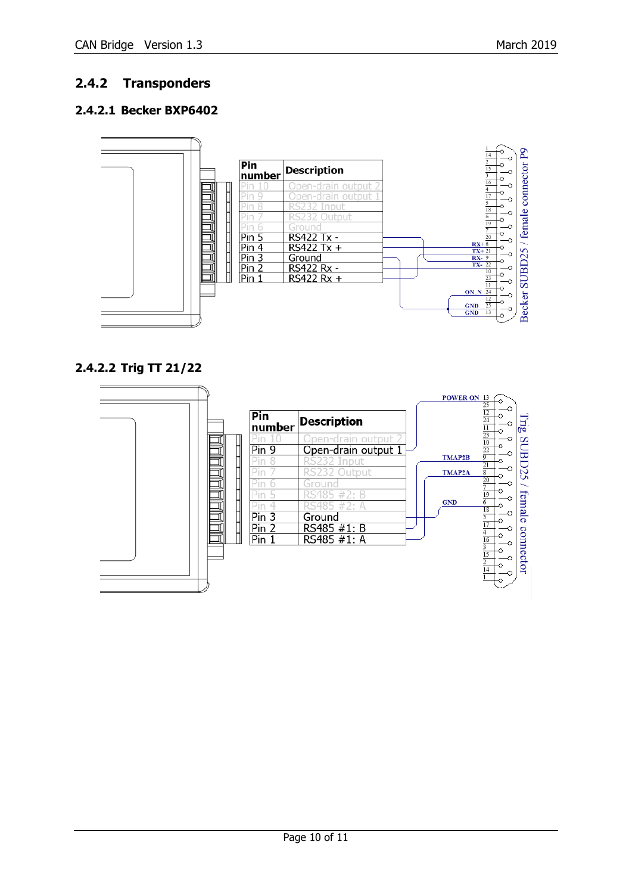### 2.4.2 Transponders

#### 2.4.2.1 Becker BXP6402

| Pin number | Description |
|---|---|
| Pin 10 | Open-drain output 2 |
| Pin 9 | Open-drain output 1 |
| Pin 8 | RS232 Input |
| Pin 7 | RS232 Output |
| Pin 6 | Ground |
| Pin 5 | RS422 Tx - |
| Pin 4 | RS422 Tx + |
| Pin 3 | Ground |
| Pin 2 | RS422 Rx - |
| Pin 1 | RS422 Rx + |

Becker SUBD25 / female connector P9

#### 2.4.2.2 Trig TT 21/22

| Pin number | Description |
|---|---|
| Pin 10 | Open-drain output 2 |
| Pin 9 | Open-drain output 1 |
| Pin 8 | RS232 Input |
| Pin 7 | RS232 Output |
| Pin 6 | Ground |
| Pin 5 | RS485 #2: B |
| Pin 4 | RS485 #2: A |
| Pin 3 | Ground |
| Pin 2 | RS485 #1: B |
| Pin 1 | RS485 #1: A |

Trig SUBD25 / female connector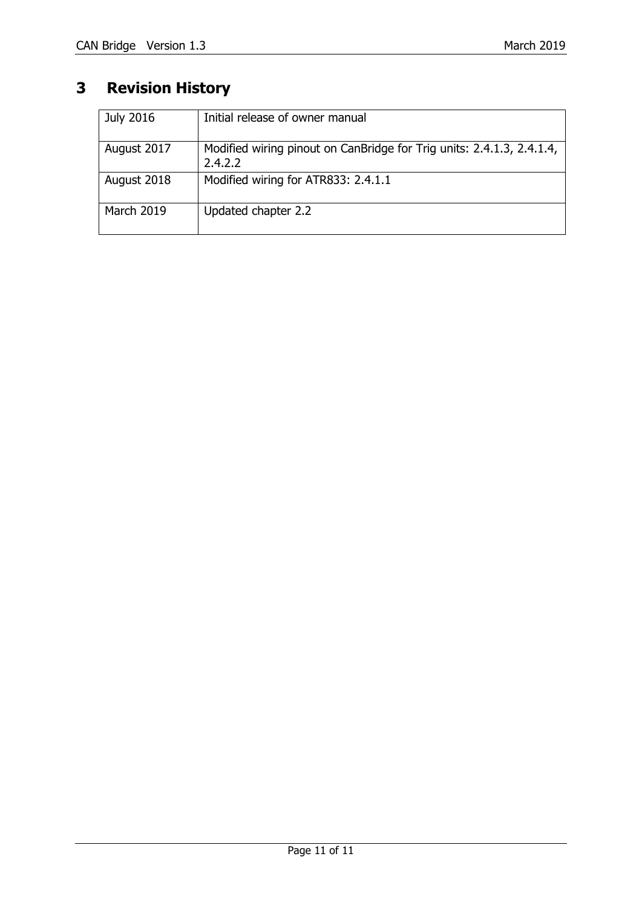# 3 Revision History

| | |
|---|---|
| July 2016 | Initial release of owner manual |
| August 2017 | Modified wiring pinout on CanBridge for Trig units: 2.4.1.3, 2.4.1.4, 2.4.2.2 |
| August 2018 | Modified wiring for ATR833: 2.4.1.1 |
| March 2019 | Updated chapter 2.2 |